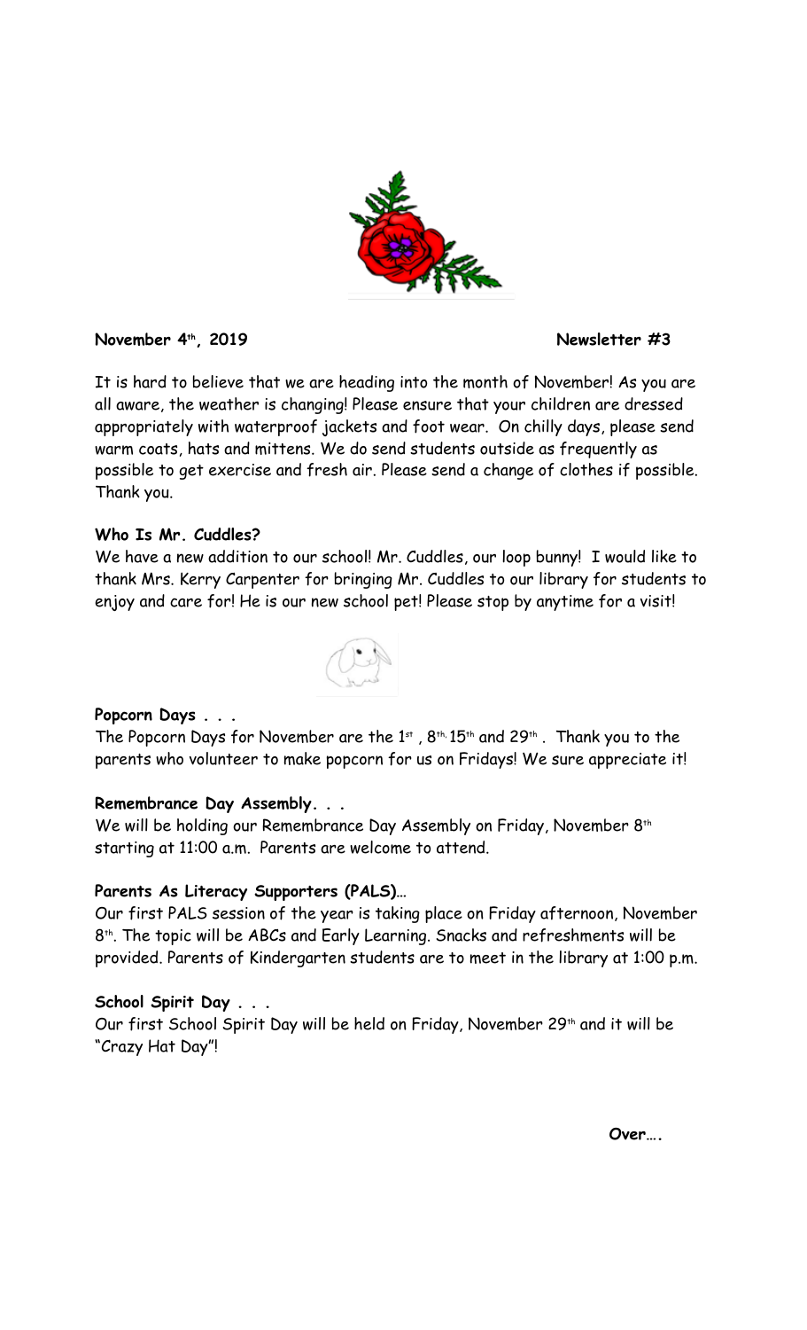**November 4th, 2019** **Newsletter #3**

It is hard to believe that we are heading into the month of November! As you are all aware, the weather is changing! Please ensure that your children are dressed appropriately with waterproof jackets and foot wear. On chilly days, please send warm coats, hats and mittens. We do send students outside as frequently as possible to get exercise and fresh air. Please send a change of clothes if possible. Thank you.

**Who Is Mr. Cuddles?**
We have a new addition to our school! Mr. Cuddles, our loop bunny! I would like to thank Mrs. Kerry Carpenter for bringing Mr. Cuddles to our library for students to enjoy and care for! He is our new school pet! Please stop by anytime for a visit!

**Popcorn Days . . .**
The Popcorn Days for November are the 1st , 8th, 15th and 29th . Thank you to the parents who volunteer to make popcorn for us on Fridays! We sure appreciate it!

**Remembrance Day Assembly. . .**
We will be holding our Remembrance Day Assembly on Friday, November 8th starting at 11:00 a.m. Parents are welcome to attend.

**Parents As Literacy Supporters (PALS)…**
Our first PALS session of the year is taking place on Friday afternoon, November 8th. The topic will be ABCs and Early Learning. Snacks and refreshments will be provided. Parents of Kindergarten students are to meet in the library at 1:00 p.m.

**School Spirit Day . . .**
Our first School Spirit Day will be held on Friday, November 29th and it will be "Crazy Hat Day"!

**Over….**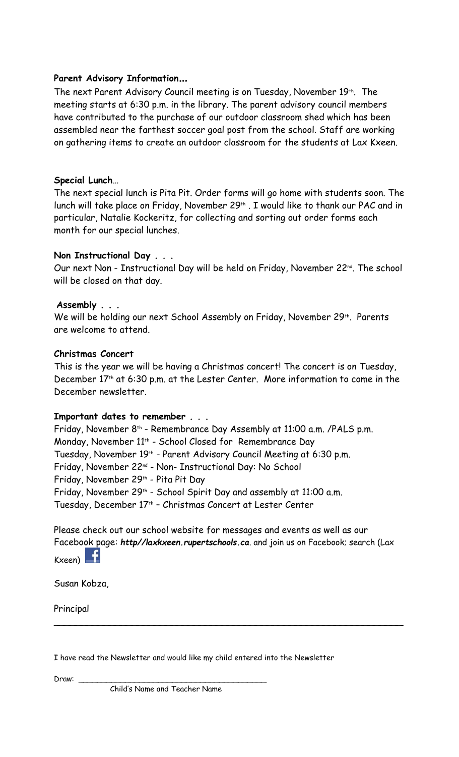**Parent Advisory Information...**

The next Parent Advisory Council meeting is on Tuesday, November 19th. The meeting starts at 6:30 p.m. in the library. The parent advisory council members have contributed to the purchase of our outdoor classroom shed which has been assembled near the farthest soccer goal post from the school. Staff are working on gathering items to create an outdoor classroom for the students at Lax Kxeen.

**Special Lunch…**

The next special lunch is Pita Pit. Order forms will go home with students soon. The lunch will take place on Friday, November 29th . I would like to thank our PAC and in particular, Natalie Kockeritz, for collecting and sorting out order forms each month for our special lunches.

**Non Instructional Day . . .**

Our next Non - Instructional Day will be held on Friday, November 22nd. The school will be closed on that day.

**Assembly . . .**

We will be holding our next School Assembly on Friday, November 29th. Parents are welcome to attend.

**Christmas Concert**

This is the year we will be having a Christmas concert! The concert is on Tuesday, December 17th at 6:30 p.m. at the Lester Center. More information to come in the December newsletter.

**Important dates to remember . . .**

Friday, November 8th - Remembrance Day Assembly at 11:00 a.m. /PALS p.m.
Monday, November 11th - School Closed for Remembrance Day
Tuesday, November 19th - Parent Advisory Council Meeting at 6:30 p.m.
Friday, November 22nd - Non- Instructional Day: No School
Friday, November 29th - Pita Pit Day
Friday, November 29th - School Spirit Day and assembly at 11:00 a.m.
Tuesday, December 17th – Christmas Concert at Lester Center

Please check out our school website for messages and events as well as our Facebook page: ***http//laxkxeen.rupertschools.ca***. and join us on Facebook; search (Lax Kxeen)

Susan Kobza,

Principal

---

I have read the Newsletter and would like my child entered into the Newsletter

Draw: ________________________________________
Child's Name and Teacher Name